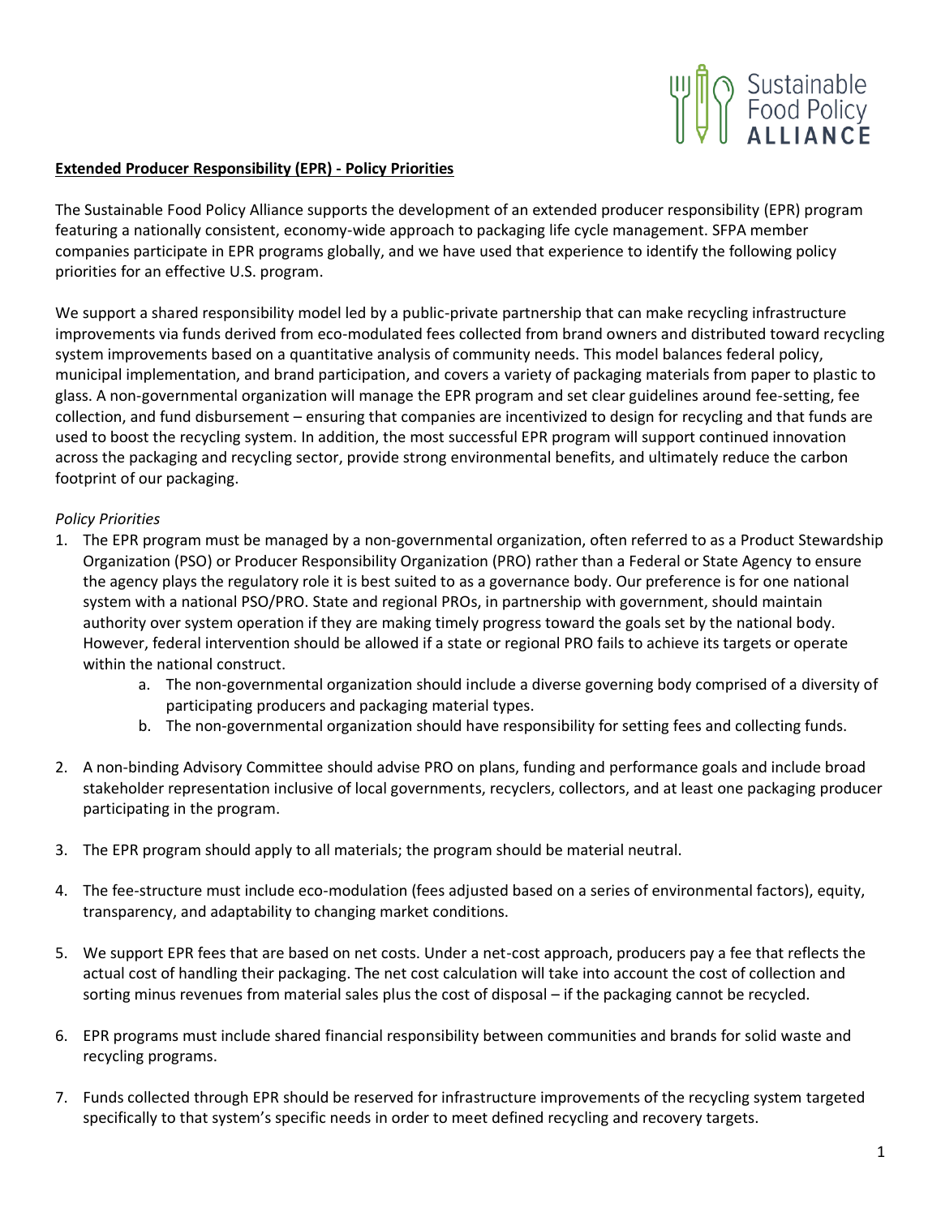Sustainable Food Policy **ALLIANCE**

**Extended Producer Responsibility (EPR) - Policy Priorities**

The Sustainable Food Policy Alliance supports the development of an extended producer responsibility (EPR) program featuring a nationally consistent, economy-wide approach to packaging life cycle management. SFPA member companies participate in EPR programs globally, and we have used that experience to identify the following policy priorities for an effective U.S. program.

We support a shared responsibility model led by a public-private partnership that can make recycling infrastructure improvements via funds derived from eco-modulated fees collected from brand owners and distributed toward recycling system improvements based on a quantitative analysis of community needs. This model balances federal policy, municipal implementation, and brand participation, and covers a variety of packaging materials from paper to plastic to glass. A non-governmental organization will manage the EPR program and set clear guidelines around fee-setting, fee collection, and fund disbursement – ensuring that companies are incentivized to design for recycling and that funds are used to boost the recycling system. In addition, the most successful EPR program will support continued innovation across the packaging and recycling sector, provide strong environmental benefits, and ultimately reduce the carbon footprint of our packaging.

*Policy Priorities*

1. The EPR program must be managed by a non-governmental organization, often referred to as a Product Stewardship Organization (PSO) or Producer Responsibility Organization (PRO) rather than a Federal or State Agency to ensure the agency plays the regulatory role it is best suited to as a governance body. Our preference is for one national system with a national PSO/PRO. State and regional PROs, in partnership with government, should maintain authority over system operation if they are making timely progress toward the goals set by the national body. However, federal intervention should be allowed if a state or regional PRO fails to achieve its targets or operate within the national construct.
    a. The non-governmental organization should include a diverse governing body comprised of a diversity of participating producers and packaging material types.
    b. The non-governmental organization should have responsibility for setting fees and collecting funds.

2. A non-binding Advisory Committee should advise PRO on plans, funding and performance goals and include broad stakeholder representation inclusive of local governments, recyclers, collectors, and at least one packaging producer participating in the program.

3. The EPR program should apply to all materials; the program should be material neutral.

4. The fee-structure must include eco-modulation (fees adjusted based on a series of environmental factors), equity, transparency, and adaptability to changing market conditions.

5. We support EPR fees that are based on net costs. Under a net-cost approach, producers pay a fee that reflects the actual cost of handling their packaging. The net cost calculation will take into account the cost of collection and sorting minus revenues from material sales plus the cost of disposal – if the packaging cannot be recycled.

6. EPR programs must include shared financial responsibility between communities and brands for solid waste and recycling programs.

7. Funds collected through EPR should be reserved for infrastructure improvements of the recycling system targeted specifically to that system's specific needs in order to meet defined recycling and recovery targets.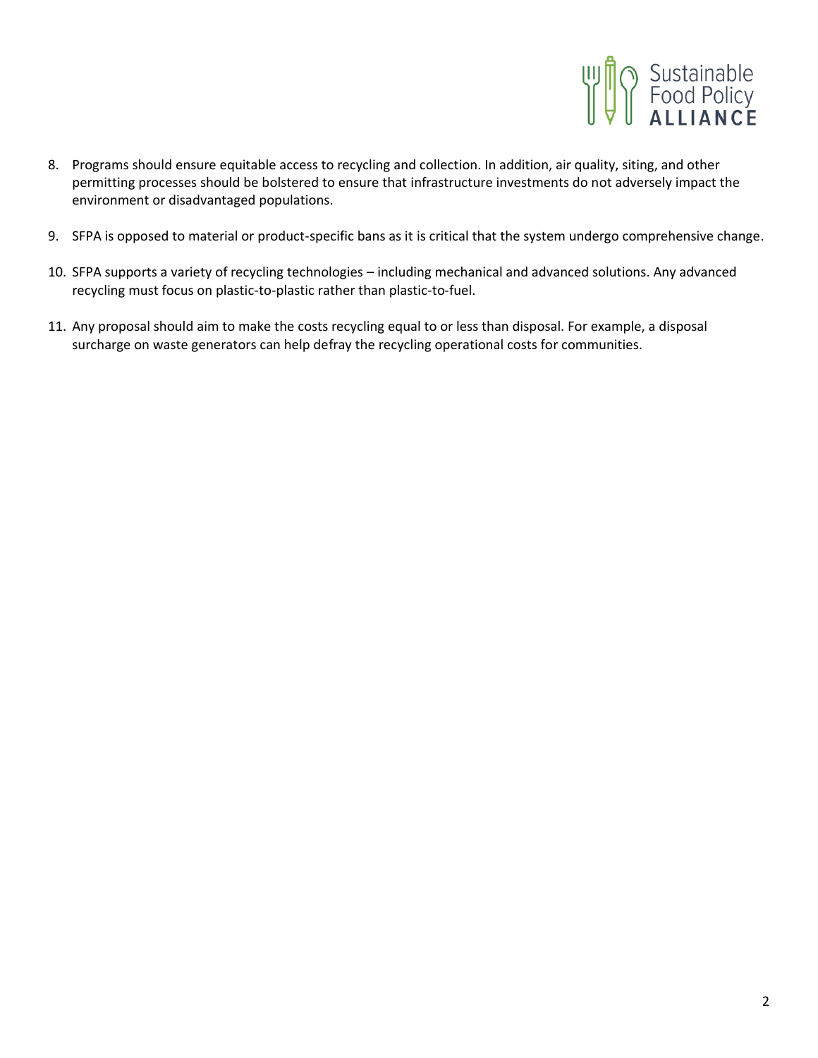8. Programs should ensure equitable access to recycling and collection. In addition, air quality, siting, and other permitting processes should be bolstered to ensure that infrastructure investments do not adversely impact the environment or disadvantaged populations.

9. SFPA is opposed to material or product-specific bans as it is critical that the system undergo comprehensive change.

10. SFPA supports a variety of recycling technologies – including mechanical and advanced solutions. Any advanced recycling must focus on plastic-to-plastic rather than plastic-to-fuel.

11. Any proposal should aim to make the costs recycling equal to or less than disposal. For example, a disposal surcharge on waste generators can help defray the recycling operational costs for communities.